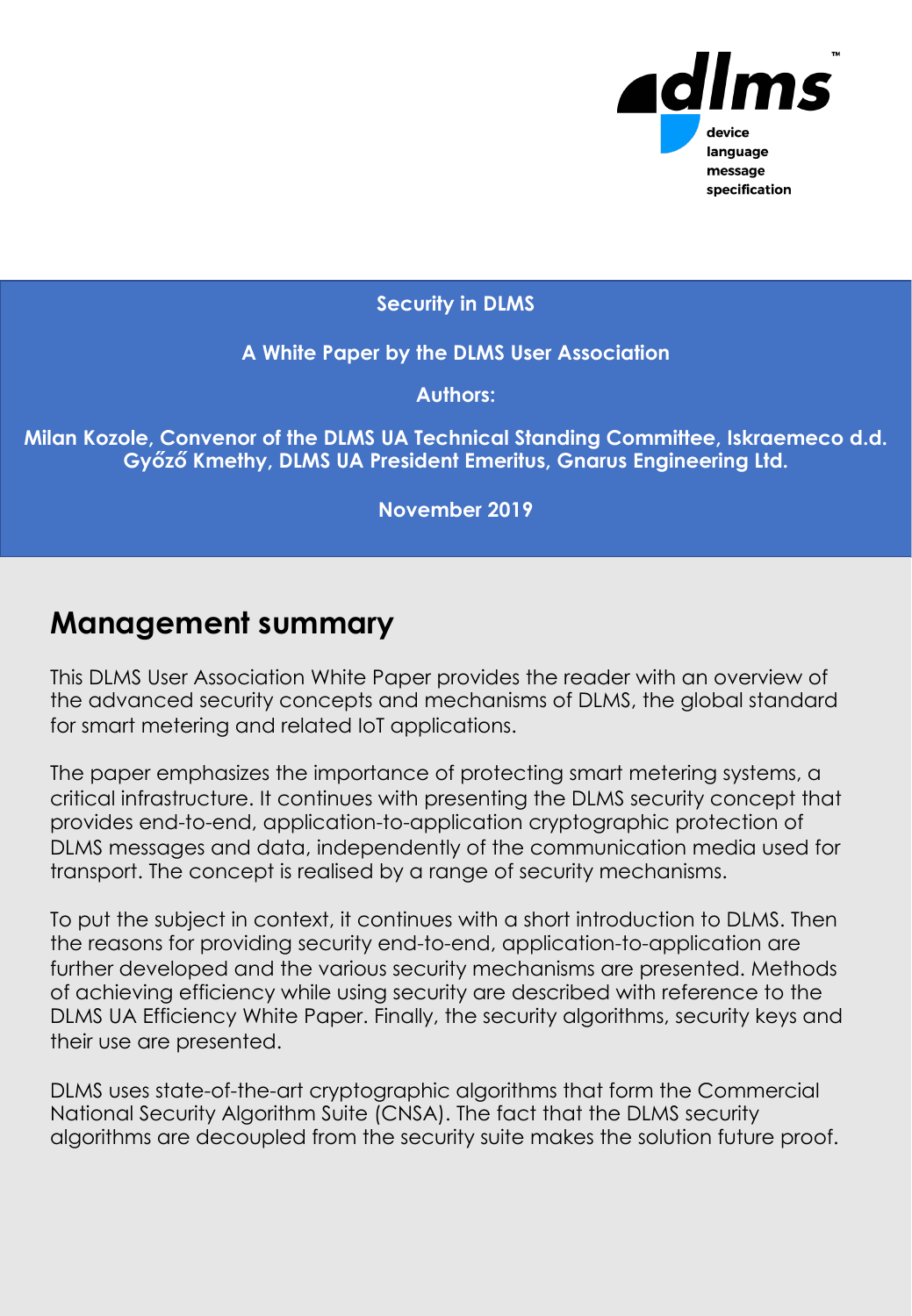dlms™

device language message specification

**Security in DLMS**

**A White Paper by the DLMS User Association**

**Authors:**

**Milan Kozole, Convenor of the DLMS UA Technical Standing Committee, Iskraemeco d.d.**
**Győző Kmethy, DLMS UA President Emeritus, Gnarus Engineering Ltd.**

**November 2019**

# Management summary

This DLMS User Association White Paper provides the reader with an overview of the advanced security concepts and mechanisms of DLMS, the global standard for smart metering and related IoT applications.

The paper emphasizes the importance of protecting smart metering systems, a critical infrastructure. It continues with presenting the DLMS security concept that provides end-to-end, application-to-application cryptographic protection of DLMS messages and data, independently of the communication media used for transport. The concept is realised by a range of security mechanisms.

To put the subject in context, it continues with a short introduction to DLMS. Then the reasons for providing security end-to-end, application-to-application are further developed and the various security mechanisms are presented. Methods of achieving efficiency while using security are described with reference to the DLMS UA Efficiency White Paper. Finally, the security algorithms, security keys and their use are presented.

DLMS uses state-of-the-art cryptographic algorithms that form the Commercial National Security Algorithm Suite (CNSA). The fact that the DLMS security algorithms are decoupled from the security suite makes the solution future proof.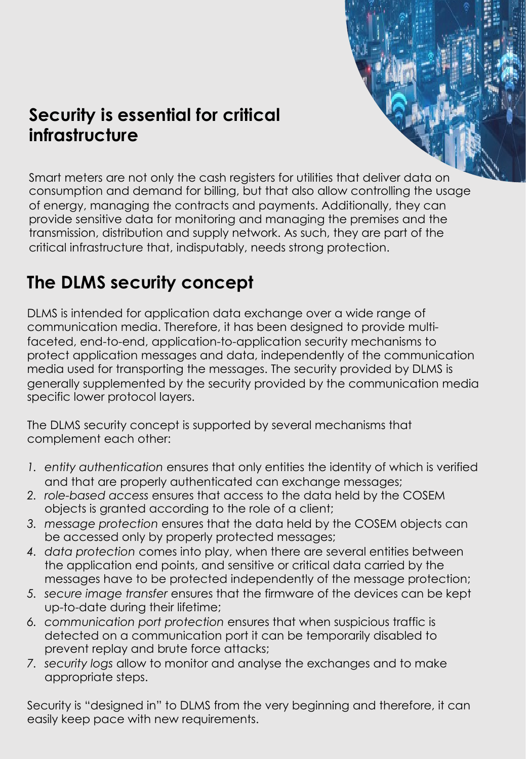## Security is essential for critical infrastructure

Smart meters are not only the cash registers for utilities that deliver data on consumption and demand for billing, but that also allow controlling the usage of energy, managing the contracts and payments. Additionally, they can provide sensitive data for monitoring and managing the premises and the transmission, distribution and supply network. As such, they are part of the critical infrastructure that, indisputably, needs strong protection.

## The DLMS security concept

DLMS is intended for application data exchange over a wide range of communication media. Therefore, it has been designed to provide multi-faceted, end-to-end, application-to-application security mechanisms to protect application messages and data, independently of the communication media used for transporting the messages. The security provided by DLMS is generally supplemented by the security provided by the communication media specific lower protocol layers.

The DLMS security concept is supported by several mechanisms that complement each other:

1. *entity authentication* ensures that only entities the identity of which is verified and that are properly authenticated can exchange messages;
2. *role-based access* ensures that access to the data held by the COSEM objects is granted according to the role of a client;
3. *message protection* ensures that the data held by the COSEM objects can be accessed only by properly protected messages;
4. *data protection* comes into play, when there are several entities between the application end points, and sensitive or critical data carried by the messages have to be protected independently of the message protection;
5. *secure image transfer* ensures that the firmware of the devices can be kept up-to-date during their lifetime;
6. *communication port protection* ensures that when suspicious traffic is detected on a communication port it can be temporarily disabled to prevent replay and brute force attacks;
7. *security logs* allow to monitor and analyse the exchanges and to make appropriate steps.

Security is "designed in" to DLMS from the very beginning and therefore, it can easily keep pace with new requirements.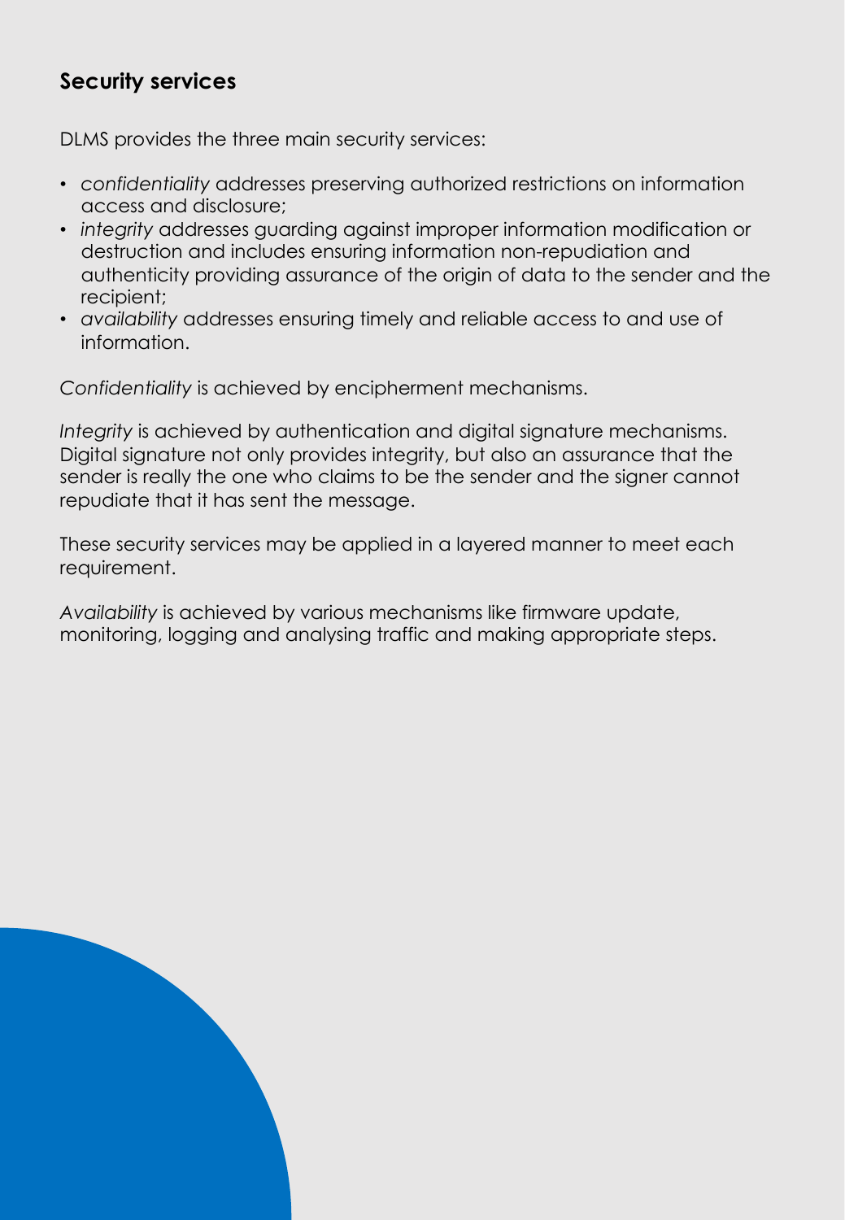## Security services

DLMS provides the three main security services:

- *confidentiality* addresses preserving authorized restrictions on information access and disclosure;
- *integrity* addresses guarding against improper information modification or destruction and includes ensuring information non-repudiation and authenticity providing assurance of the origin of data to the sender and the recipient;
- *availability* addresses ensuring timely and reliable access to and use of information.

*Confidentiality* is achieved by encipherment mechanisms.

*Integrity* is achieved by authentication and digital signature mechanisms. Digital signature not only provides integrity, but also an assurance that the sender is really the one who claims to be the sender and the signer cannot repudiate that it has sent the message.

These security services may be applied in a layered manner to meet each requirement.

*Availability* is achieved by various mechanisms like firmware update, monitoring, logging and analysing traffic and making appropriate steps.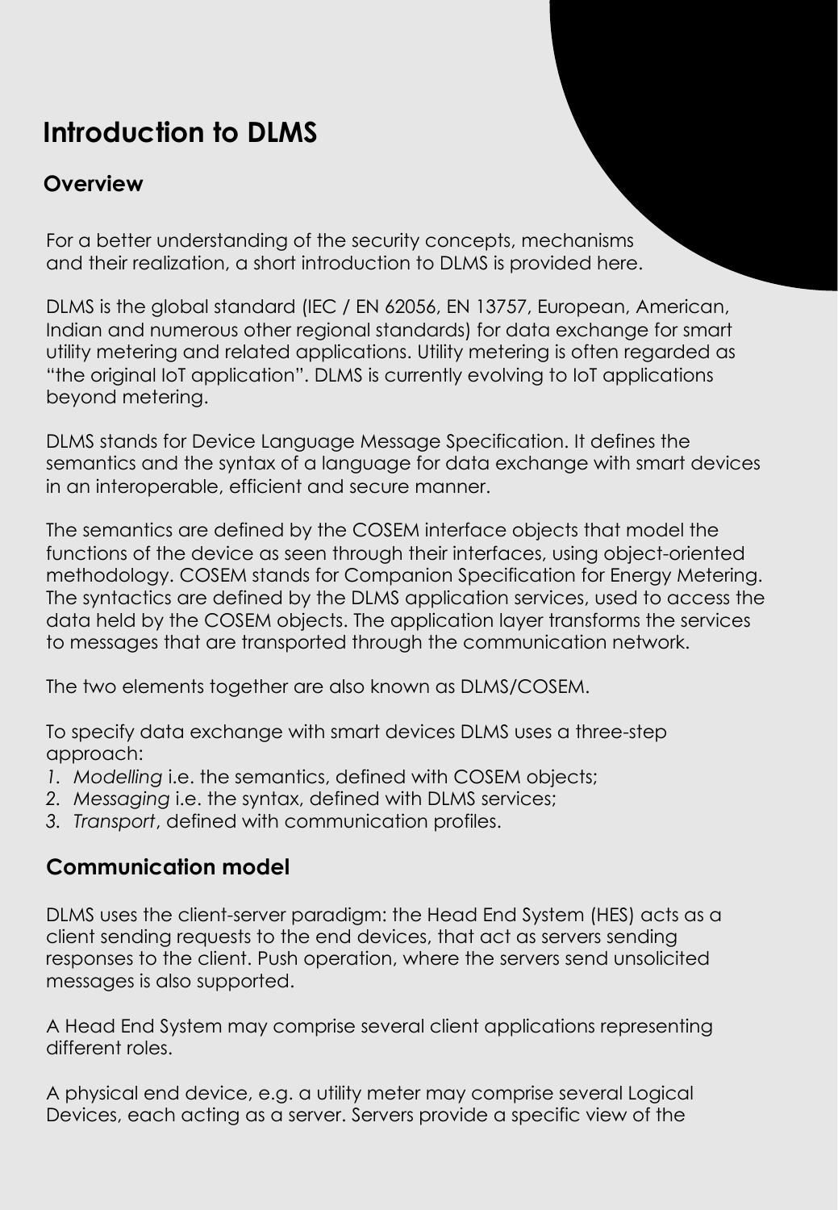# Introduction to DLMS

## Overview

For a better understanding of the security concepts, mechanisms and their realization, a short introduction to DLMS is provided here.

DLMS is the global standard (IEC / EN 62056, EN 13757, European, American, Indian and numerous other regional standards) for data exchange for smart utility metering and related applications. Utility metering is often regarded as "the original IoT application". DLMS is currently evolving to IoT applications beyond metering.

DLMS stands for Device Language Message Specification. It defines the semantics and the syntax of a language for data exchange with smart devices in an interoperable, efficient and secure manner.

The semantics are defined by the COSEM interface objects that model the functions of the device as seen through their interfaces, using object-oriented methodology. COSEM stands for Companion Specification for Energy Metering. The syntactics are defined by the DLMS application services, used to access the data held by the COSEM objects. The application layer transforms the services to messages that are transported through the communication network.

The two elements together are also known as DLMS/COSEM.

To specify data exchange with smart devices DLMS uses a three-step approach:

1. *Modelling* i.e. the semantics, defined with COSEM objects;
2. *Messaging* i.e. the syntax, defined with DLMS services;
3. *Transport*, defined with communication profiles.

## Communication model

DLMS uses the client-server paradigm: the Head End System (HES) acts as a client sending requests to the end devices, that act as servers sending responses to the client. Push operation, where the servers send unsolicited messages is also supported.

A Head End System may comprise several client applications representing different roles.

A physical end device, e.g. a utility meter may comprise several Logical Devices, each acting as a server. Servers provide a specific view of the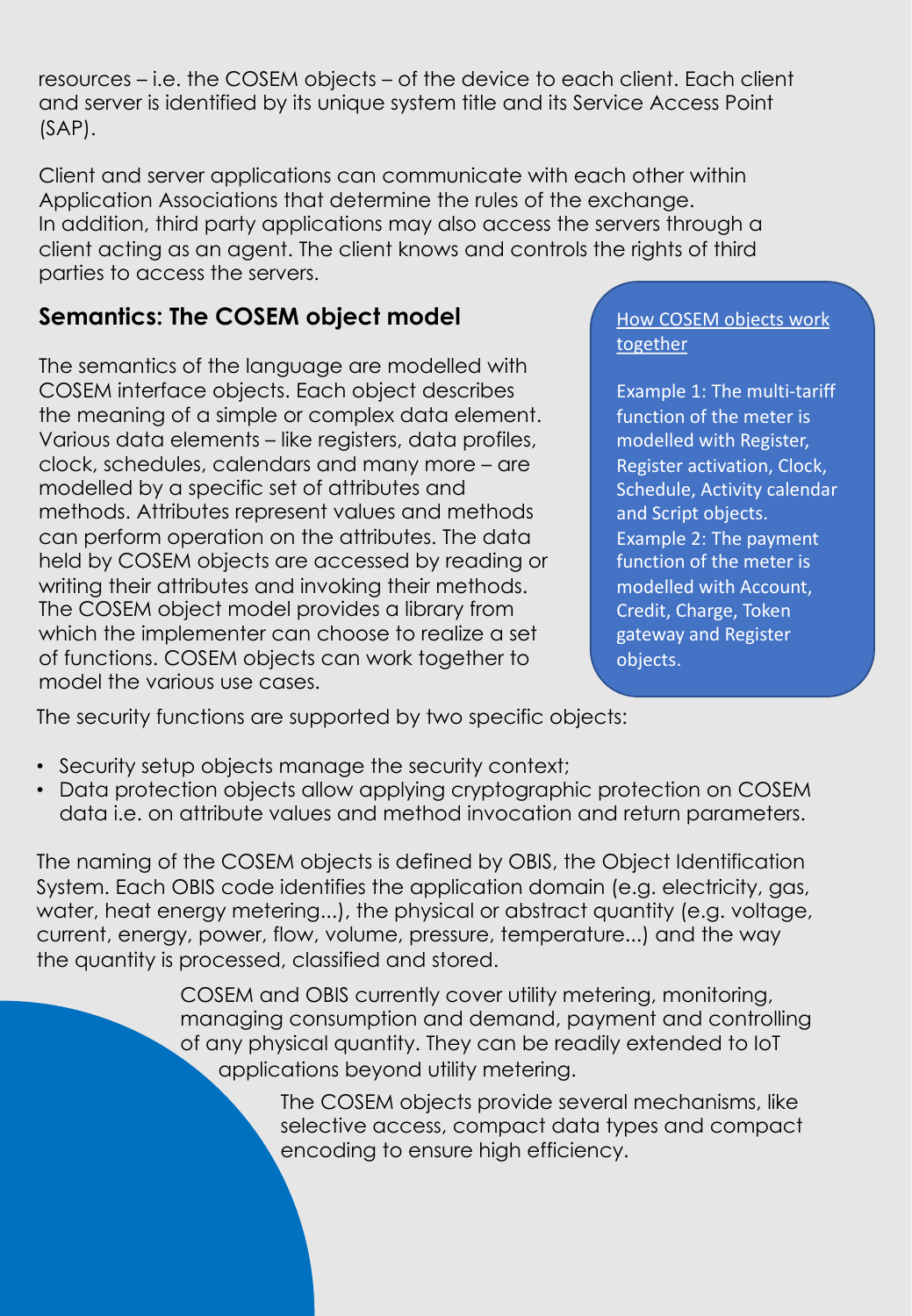resources – i.e. the COSEM objects – of the device to each client. Each client and server is identified by its unique system title and its Service Access Point (SAP).

Client and server applications can communicate with each other within Application Associations that determine the rules of the exchange.
In addition, third party applications may also access the servers through a client acting as an agent. The client knows and controls the rights of third parties to access the servers.

## Semantics: The COSEM object model

The semantics of the language are modelled with COSEM interface objects. Each object describes the meaning of a simple or complex data element. Various data elements – like registers, data profiles, clock, schedules, calendars and many more – are modelled by a specific set of attributes and methods. Attributes represent values and methods can perform operation on the attributes. The data held by COSEM objects are accessed by reading or writing their attributes and invoking their methods. The COSEM object model provides a library from which the implementer can choose to realize a set of functions. COSEM objects can work together to model the various use cases.

> How COSEM objects work together
>
> Example 1: The multi-tariff function of the meter is modelled with Register, Register activation, Clock, Schedule, Activity calendar and Script objects.
> Example 2: The payment function of the meter is modelled with Account, Credit, Charge, Token gateway and Register objects.

The security functions are supported by two specific objects:

- Security setup objects manage the security context;
- Data protection objects allow applying cryptographic protection on COSEM data i.e. on attribute values and method invocation and return parameters.

The naming of the COSEM objects is defined by OBIS, the Object Identification System. Each OBIS code identifies the application domain (e.g. electricity, gas, water, heat energy metering...), the physical or abstract quantity (e.g. voltage, current, energy, power, flow, volume, pressure, temperature...) and the way the quantity is processed, classified and stored.

COSEM and OBIS currently cover utility metering, monitoring, managing consumption and demand, payment and controlling of any physical quantity. They can be readily extended to IoT applications beyond utility metering.

The COSEM objects provide several mechanisms, like selective access, compact data types and compact encoding to ensure high efficiency.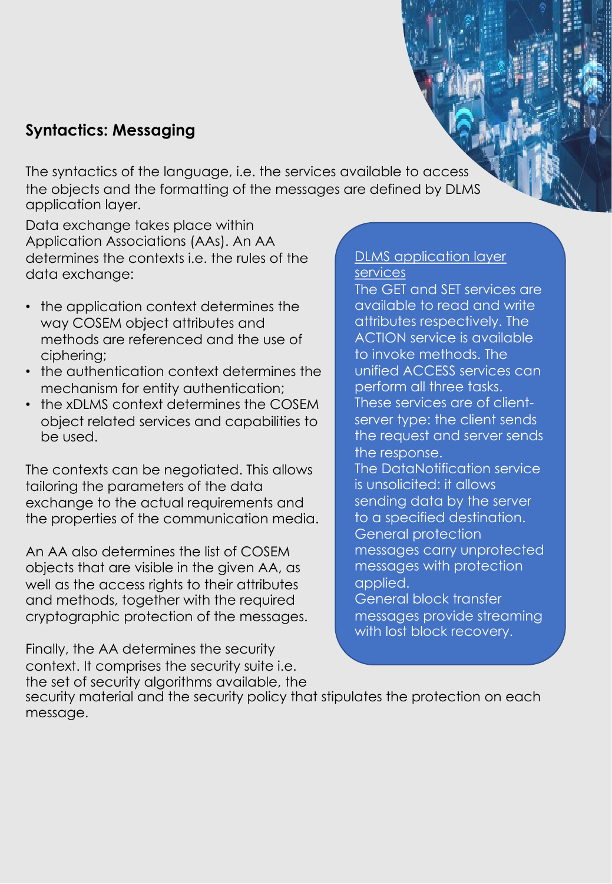## Syntactics: Messaging

The syntactics of the language, i.e. the services available to access the objects and the formatting of the messages are defined by DLMS application layer.

Data exchange takes place within Application Associations (AAs). An AA determines the contexts i.e. the rules of the data exchange:

- the application context determines the way COSEM object attributes and methods are referenced and the use of ciphering;
- the authentication context determines the mechanism for entity authentication;
- the xDLMS context determines the COSEM object related services and capabilities to be used.

The contexts can be negotiated. This allows tailoring the parameters of the data exchange to the actual requirements and the properties of the communication media.

An AA also determines the list of COSEM objects that are visible in the given AA, as well as the access rights to their attributes and methods, together with the required cryptographic protection of the messages.

Finally, the AA determines the security context. It comprises the security suite i.e. the set of security algorithms available, the security material and the security policy that stipulates the protection on each message.

DLMS application layer services

The GET and SET services are available to read and write attributes respectively. The ACTION service is available to invoke methods. The unified ACCESS services can perform all three tasks. These services are of client-server type: the client sends the request and server sends the response.
The DataNotification service is unsolicited: it allows sending data by the server to a specified destination.
General protection messages carry unprotected messages with protection applied.
General block transfer messages provide streaming with lost block recovery.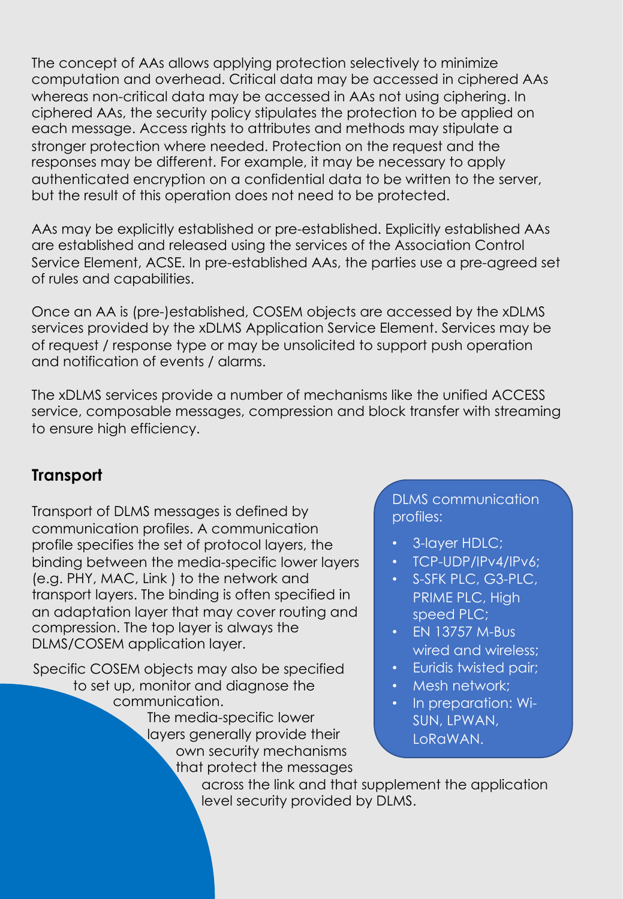The concept of AAs allows applying protection selectively to minimize computation and overhead. Critical data may be accessed in ciphered AAs whereas non-critical data may be accessed in AAs not using ciphering. In ciphered AAs, the security policy stipulates the protection to be applied on each message. Access rights to attributes and methods may stipulate a stronger protection where needed. Protection on the request and the responses may be different. For example, it may be necessary to apply authenticated encryption on a confidential data to be written to the server, but the result of this operation does not need to be protected.

AAs may be explicitly established or pre-established. Explicitly established AAs are established and released using the services of the Association Control Service Element, ACSE. In pre-established AAs, the parties use a pre-agreed set of rules and capabilities.

Once an AA is (pre-)established, COSEM objects are accessed by the xDLMS services provided by the xDLMS Application Service Element. Services may be of request / response type or may be unsolicited to support push operation and notification of events / alarms.

The xDLMS services provide a number of mechanisms like the unified ACCESS service, composable messages, compression and block transfer with streaming to ensure high efficiency.

## Transport

Transport of DLMS messages is defined by communication profiles. A communication profile specifies the set of protocol layers, the binding between the media-specific lower layers (e.g. PHY, MAC, Link ) to the network and transport layers. The binding is often specified in an adaptation layer that may cover routing and compression. The top layer is always the DLMS/COSEM application layer.

Specific COSEM objects may also be specified to set up, monitor and diagnose the communication.

The media-specific lower layers generally provide their own security mechanisms that protect the messages across the link and that supplement the application level security provided by DLMS.

DLMS communication profiles:

- 3-layer HDLC;
- TCP-UDP/IPv4/IPv6;
- S-SFK PLC, G3-PLC, PRIME PLC, High speed PLC;
- EN 13757 M-Bus wired and wireless;
- Euridis twisted pair;
- Mesh network;
- In preparation: Wi-SUN, LPWAN, LoRaWAN.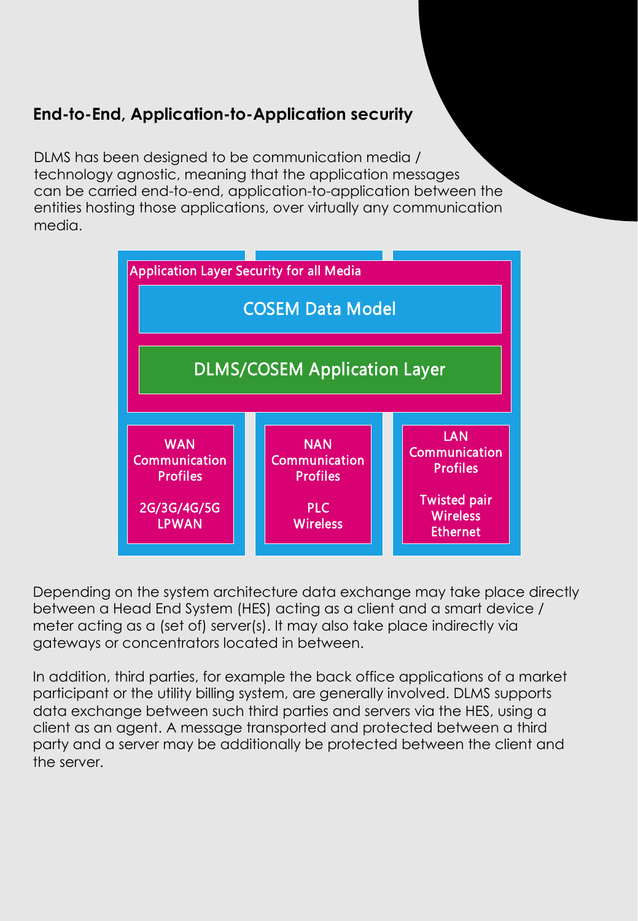## End-to-End, Application-to-Application security

DLMS has been designed to be communication media / technology agnostic, meaning that the application messages can be carried end-to-end, application-to-application between the entities hosting those applications, over virtually any communication media.

Application Layer Security for all Media

COSEM Data Model

DLMS/COSEM Application Layer

| WAN Communication Profiles | NAN Communication Profiles | LAN Communication Profiles |
| --- | --- | --- |
| 2G/3G/4G/5G LPWAN | PLC Wireless | Twisted pair Wireless Ethernet |

Depending on the system architecture data exchange may take place directly between a Head End System (HES) acting as a client and a smart device / meter acting as a (set of) server(s). It may also take place indirectly via gateways or concentrators located in between.

In addition, third parties, for example the back office applications of a market participant or the utility billing system, are generally involved. DLMS supports data exchange between such third parties and servers via the HES, using a client as an agent. A message transported and protected between a third party and a server may be additionally be protected between the client and the server.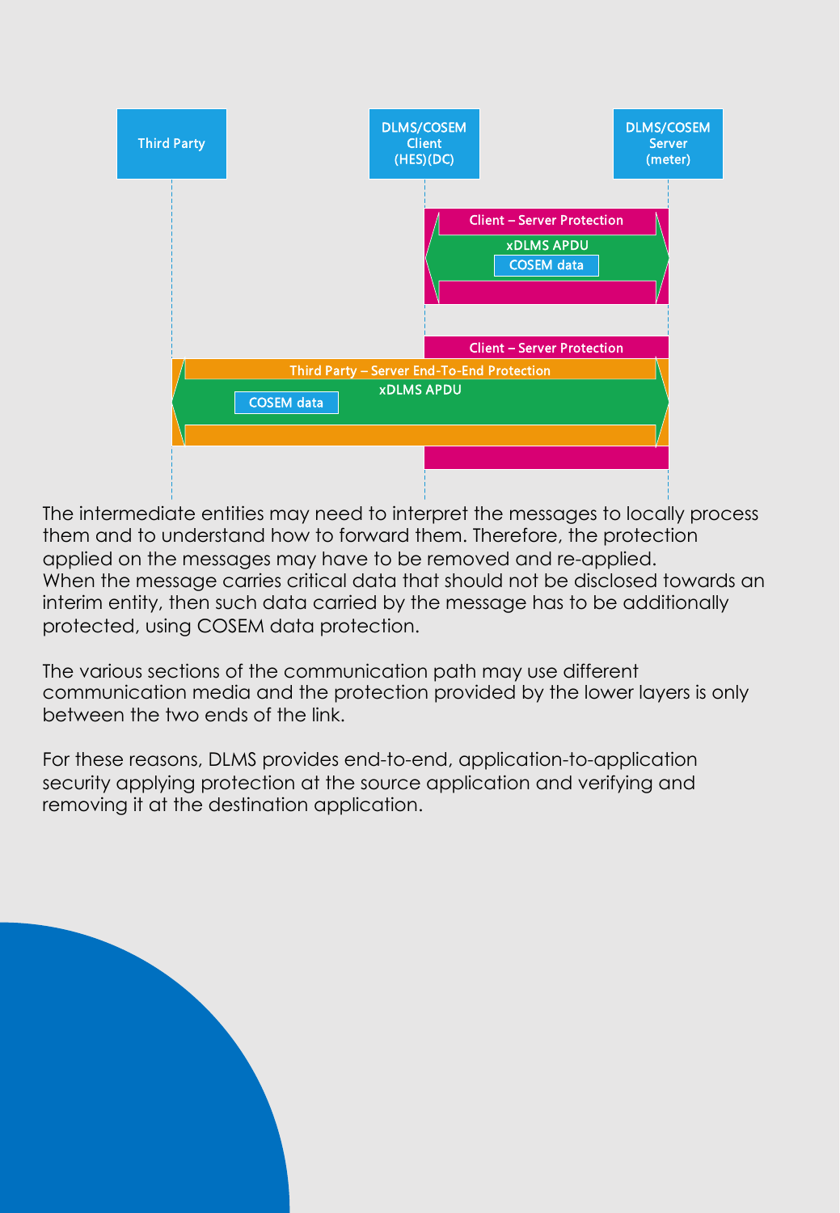The intermediate entities may need to interpret the messages to locally process them and to understand how to forward them. Therefore, the protection applied on the messages may have to be removed and re-applied.
When the message carries critical data that should not be disclosed towards an interim entity, then such data carried by the message has to be additionally protected, using COSEM data protection.

The various sections of the communication path may use different communication media and the protection provided by the lower layers is only between the two ends of the link.

For these reasons, DLMS provides end-to-end, application-to-application security applying protection at the source application and verifying and removing it at the destination application.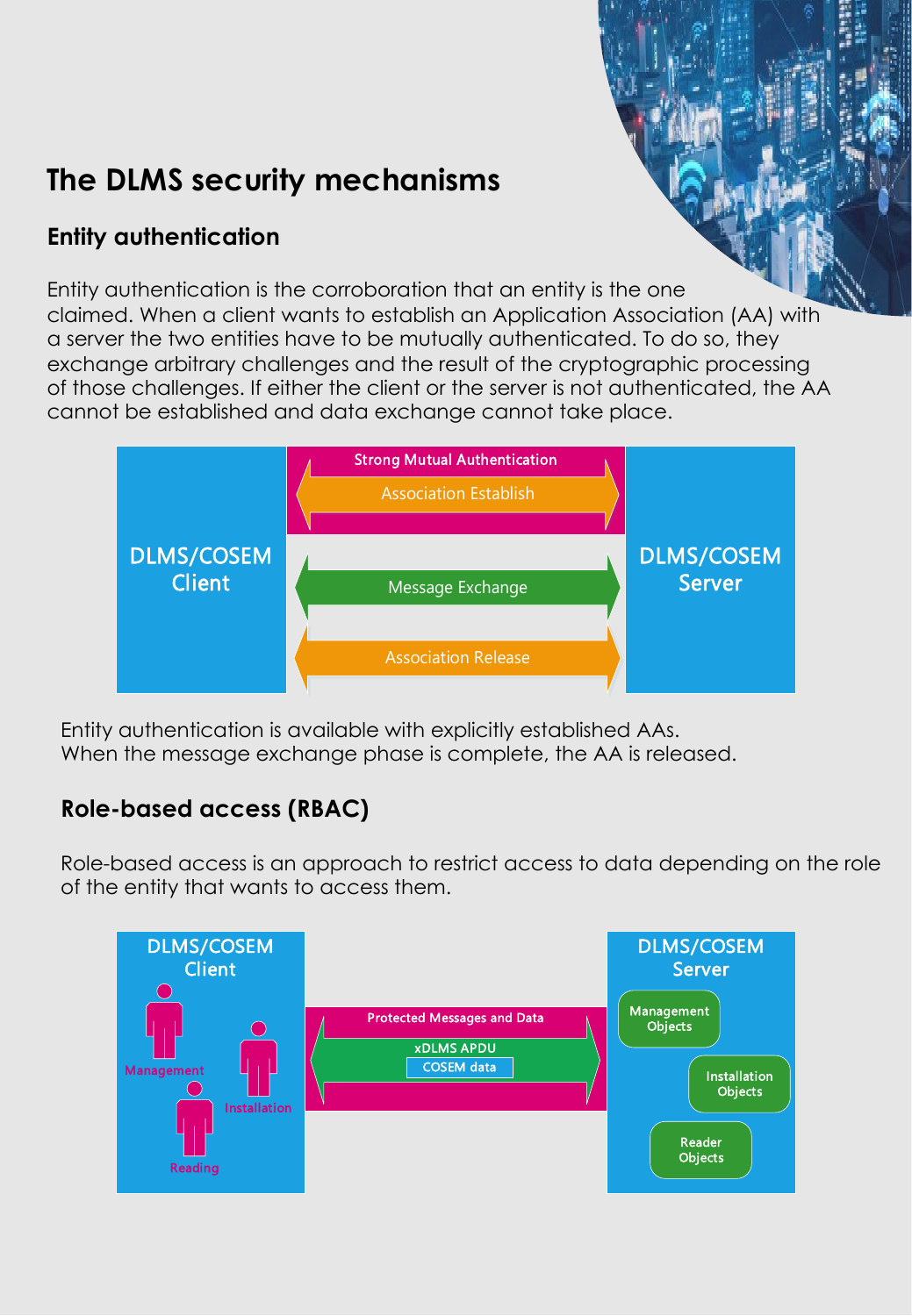# The DLMS security mechanisms

## Entity authentication

Entity authentication is the corroboration that an entity is the one claimed. When a client wants to establish an Application Association (AA) with a server the two entities have to be mutually authenticated. To do so, they exchange arbitrary challenges and the result of the cryptographic processing of those challenges. If either the client or the server is not authenticated, the AA cannot be established and data exchange cannot take place.

Entity authentication is available with explicitly established AAs.
When the message exchange phase is complete, the AA is released.

## Role-based access (RBAC)

Role-based access is an approach to restrict access to data depending on the role of the entity that wants to access them.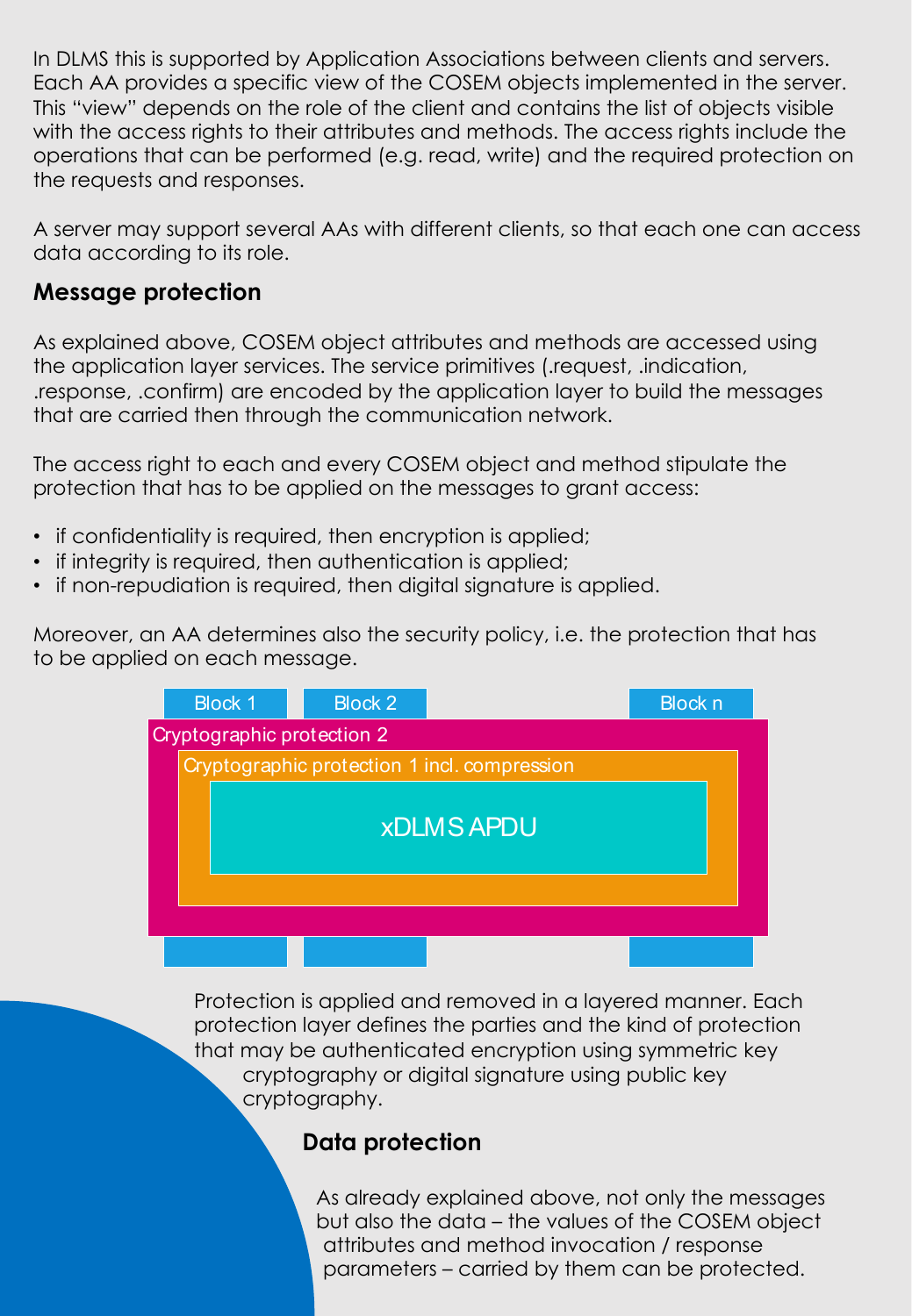In DLMS this is supported by Application Associations between clients and servers. Each AA provides a specific view of the COSEM objects implemented in the server. This "view" depends on the role of the client and contains the list of objects visible with the access rights to their attributes and methods. The access rights include the operations that can be performed (e.g. read, write) and the required protection on the requests and responses.

A server may support several AAs with different clients, so that each one can access data according to its role.

## Message protection

As explained above, COSEM object attributes and methods are accessed using the application layer services. The service primitives (.request, .indication, .response, .confirm) are encoded by the application layer to build the messages that are carried then through the communication network.

The access right to each and every COSEM object and method stipulate the protection that has to be applied on the messages to grant access:

- if confidentiality is required, then encryption is applied;
- if integrity is required, then authentication is applied;
- if non-repudiation is required, then digital signature is applied.

Moreover, an AA determines also the security policy, i.e. the protection that has to be applied on each message.

Block 1 | Block 2 | Block n

Cryptographic protection 2

Cryptographic protection 1 incl. compression

xDLMS APDU

Protection is applied and removed in a layered manner. Each protection layer defines the parties and the kind of protection that may be authenticated encryption using symmetric key cryptography or digital signature using public key cryptography.

## Data protection

As already explained above, not only the messages but also the data – the values of the COSEM object attributes and method invocation / response parameters – carried by them can be protected.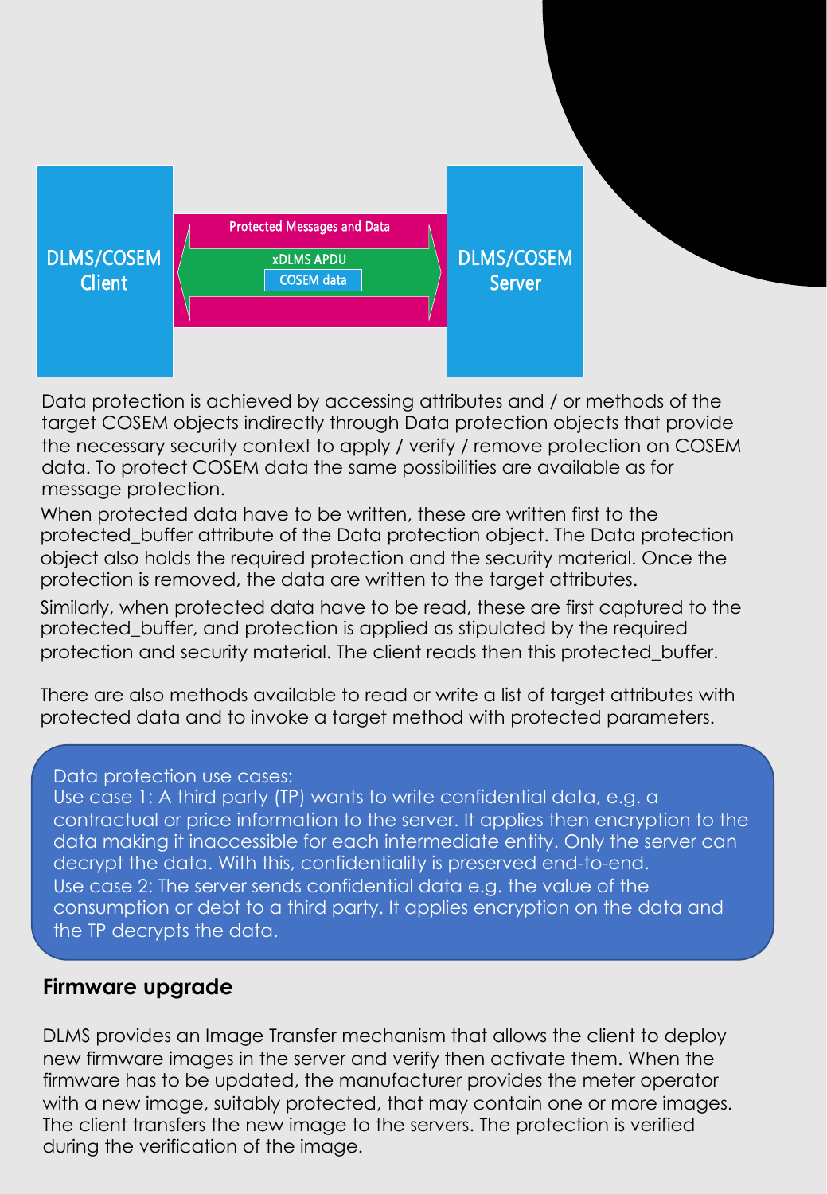DLMS/COSEM Client

Protected Messages and Data

xDLMS APDU

COSEM data

DLMS/COSEM Server

Data protection is achieved by accessing attributes and / or methods of the target COSEM objects indirectly through Data protection objects that provide the necessary security context to apply / verify / remove protection on COSEM data. To protect COSEM data the same possibilities are available as for message protection.

When protected data have to be written, these are written first to the protected_buffer attribute of the Data protection object. The Data protection object also holds the required protection and the security material. Once the protection is removed, the data are written to the target attributes.

Similarly, when protected data have to be read, these are first captured to the protected_buffer, and protection is applied as stipulated by the required protection and security material. The client reads then this protected_buffer.

There are also methods available to read or write a list of target attributes with protected data and to invoke a target method with protected parameters.

> Data protection use cases:
> Use case 1: A third party (TP) wants to write confidential data, e.g. a contractual or price information to the server. It applies then encryption to the data making it inaccessible for each intermediate entity. Only the server can decrypt the data. With this, confidentiality is preserved end-to-end.
> Use case 2: The server sends confidential data e.g. the value of the consumption or debt to a third party. It applies encryption on the data and the TP decrypts the data.

## Firmware upgrade

DLMS provides an Image Transfer mechanism that allows the client to deploy new firmware images in the server and verify then activate them. When the firmware has to be updated, the manufacturer provides the meter operator with a new image, suitably protected, that may contain one or more images. The client transfers the new image to the servers. The protection is verified during the verification of the image.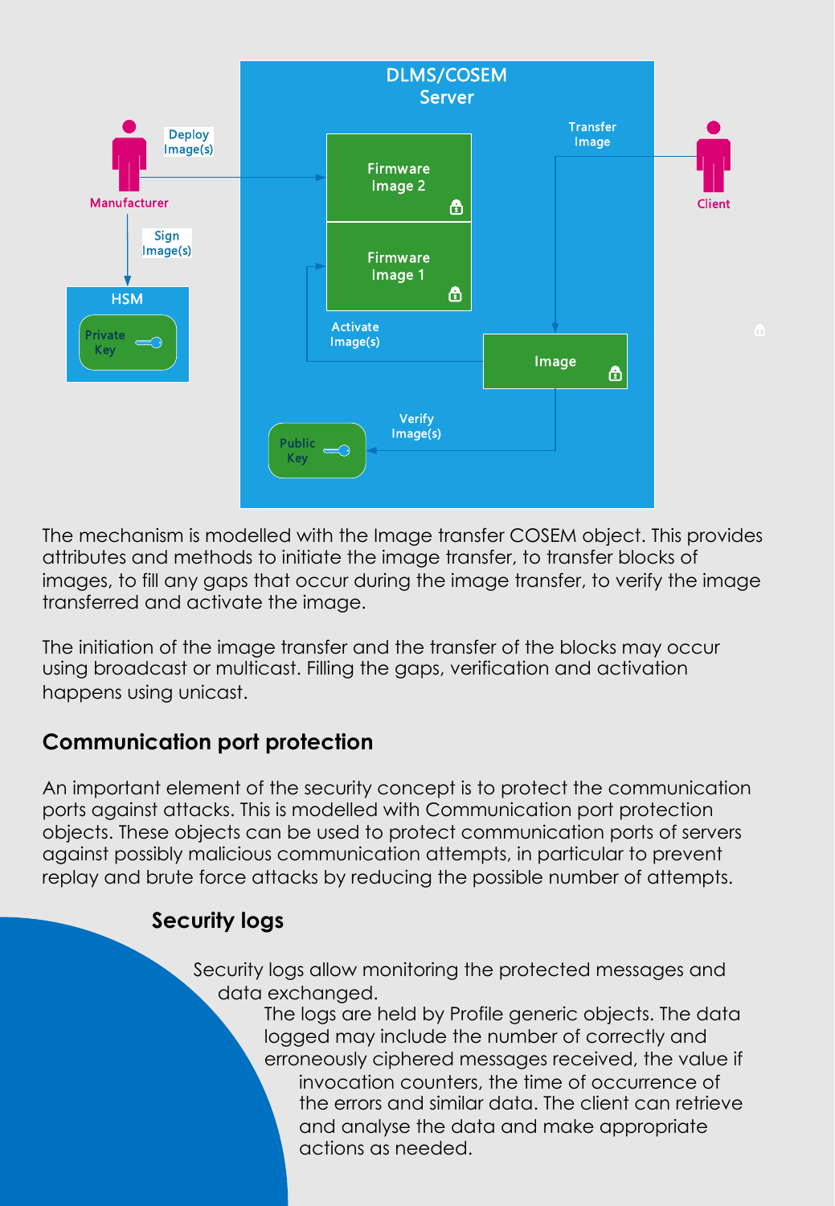The mechanism is modelled with the Image transfer COSEM object. This provides attributes and methods to initiate the image transfer, to transfer blocks of images, to fill any gaps that occur during the image transfer, to verify the image transferred and activate the image.

The initiation of the image transfer and the transfer of the blocks may occur using broadcast or multicast. Filling the gaps, verification and activation happens using unicast.

## Communication port protection

An important element of the security concept is to protect the communication ports against attacks. This is modelled with Communication port protection objects. These objects can be used to protect communication ports of servers against possibly malicious communication attempts, in particular to prevent replay and brute force attacks by reducing the possible number of attempts.

## Security logs

Security logs allow monitoring the protected messages and data exchanged.

The logs are held by Profile generic objects. The data logged may include the number of correctly and erroneously ciphered messages received, the value if invocation counters, the time of occurrence of the errors and similar data. The client can retrieve and analyse the data and make appropriate actions as needed.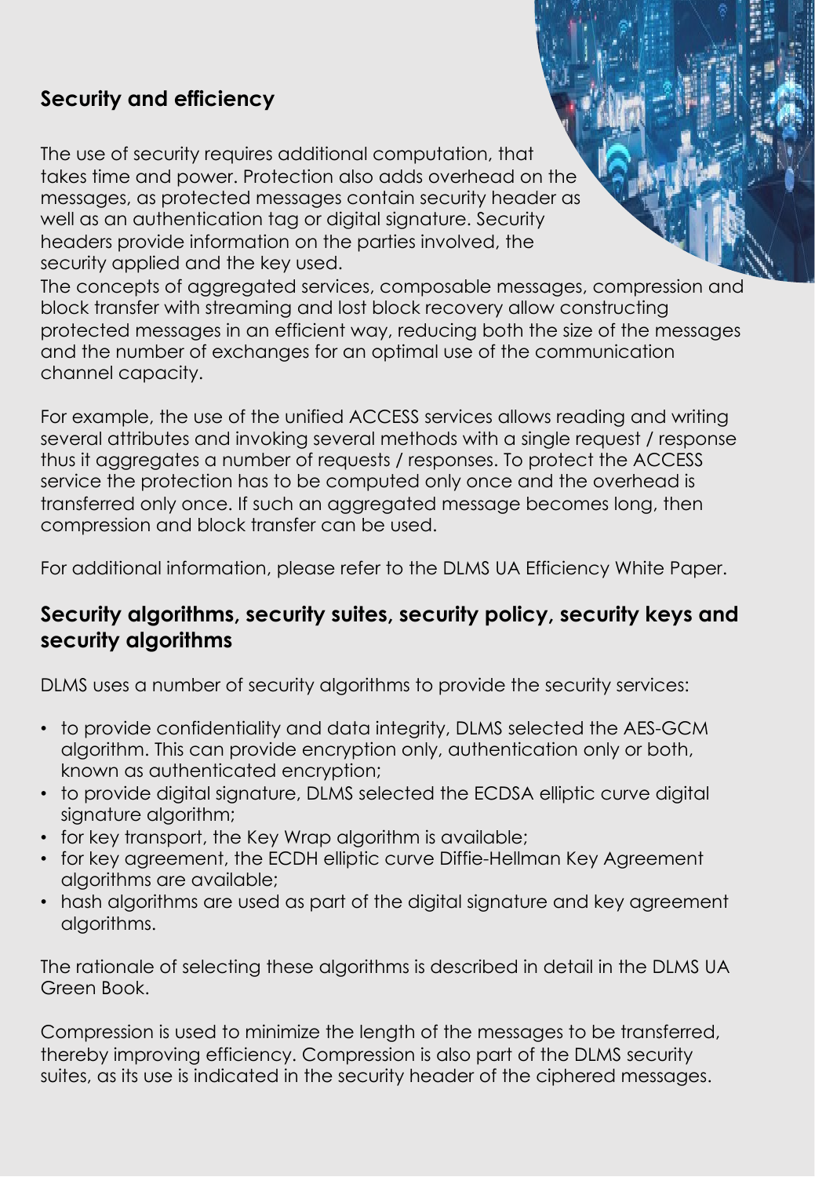## Security and efficiency

The use of security requires additional computation, that takes time and power. Protection also adds overhead on the messages, as protected messages contain security header as well as an authentication tag or digital signature. Security headers provide information on the parties involved, the security applied and the key used.
The concepts of aggregated services, composable messages, compression and block transfer with streaming and lost block recovery allow constructing protected messages in an efficient way, reducing both the size of the messages and the number of exchanges for an optimal use of the communication channel capacity.

For example, the use of the unified ACCESS services allows reading and writing several attributes and invoking several methods with a single request / response thus it aggregates a number of requests / responses. To protect the ACCESS service the protection has to be computed only once and the overhead is transferred only once. If such an aggregated message becomes long, then compression and block transfer can be used.

For additional information, please refer to the DLMS UA Efficiency White Paper.

## Security algorithms, security suites, security policy, security keys and security algorithms

DLMS uses a number of security algorithms to provide the security services:

- to provide confidentiality and data integrity, DLMS selected the AES-GCM algorithm. This can provide encryption only, authentication only or both, known as authenticated encryption;
- to provide digital signature, DLMS selected the ECDSA elliptic curve digital signature algorithm;
- for key transport, the Key Wrap algorithm is available;
- for key agreement, the ECDH elliptic curve Diffie-Hellman Key Agreement algorithms are available;
- hash algorithms are used as part of the digital signature and key agreement algorithms.

The rationale of selecting these algorithms is described in detail in the DLMS UA Green Book.

Compression is used to minimize the length of the messages to be transferred, thereby improving efficiency. Compression is also part of the DLMS security suites, as its use is indicated in the security header of the ciphered messages.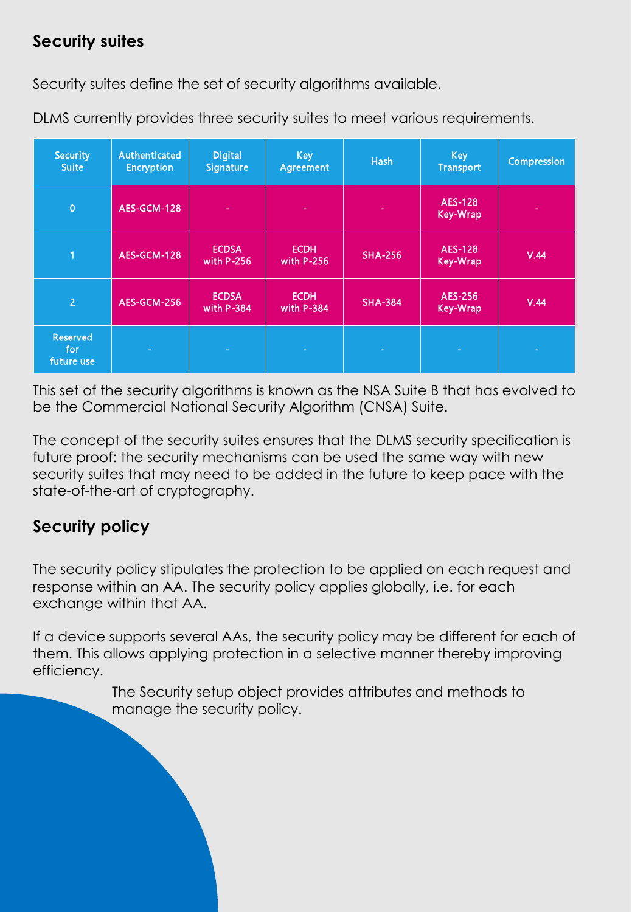## Security suites

Security suites define the set of security algorithms available.

DLMS currently provides three security suites to meet various requirements.

| Security Suite | Authenticated Encryption | Digital Signature | Key Agreement | Hash | Key Transport | Compression |
|---|---|---|---|---|---|---|
| 0 | AES-GCM-128 | - | - | - | AES-128 Key-Wrap | - |
| 1 | AES-GCM-128 | ECDSA with P-256 | ECDH with P-256 | SHA-256 | AES-128 Key-Wrap | V.44 |
| 2 | AES-GCM-256 | ECDSA with P-384 | ECDH with P-384 | SHA-384 | AES-256 Key-Wrap | V.44 |
| Reserved for future use | - | - | - | - | - | - |

This set of the security algorithms is known as the NSA Suite B that has evolved to be the Commercial National Security Algorithm (CNSA) Suite.

The concept of the security suites ensures that the DLMS security specification is future proof: the security mechanisms can be used the same way with new security suites that may need to be added in the future to keep pace with the state-of-the-art of cryptography.

## Security policy

The security policy stipulates the protection to be applied on each request and response within an AA. The security policy applies globally, i.e. for each exchange within that AA.

If a device supports several AAs, the security policy may be different for each of them. This allows applying protection in a selective manner thereby improving efficiency.

The Security setup object provides attributes and methods to manage the security policy.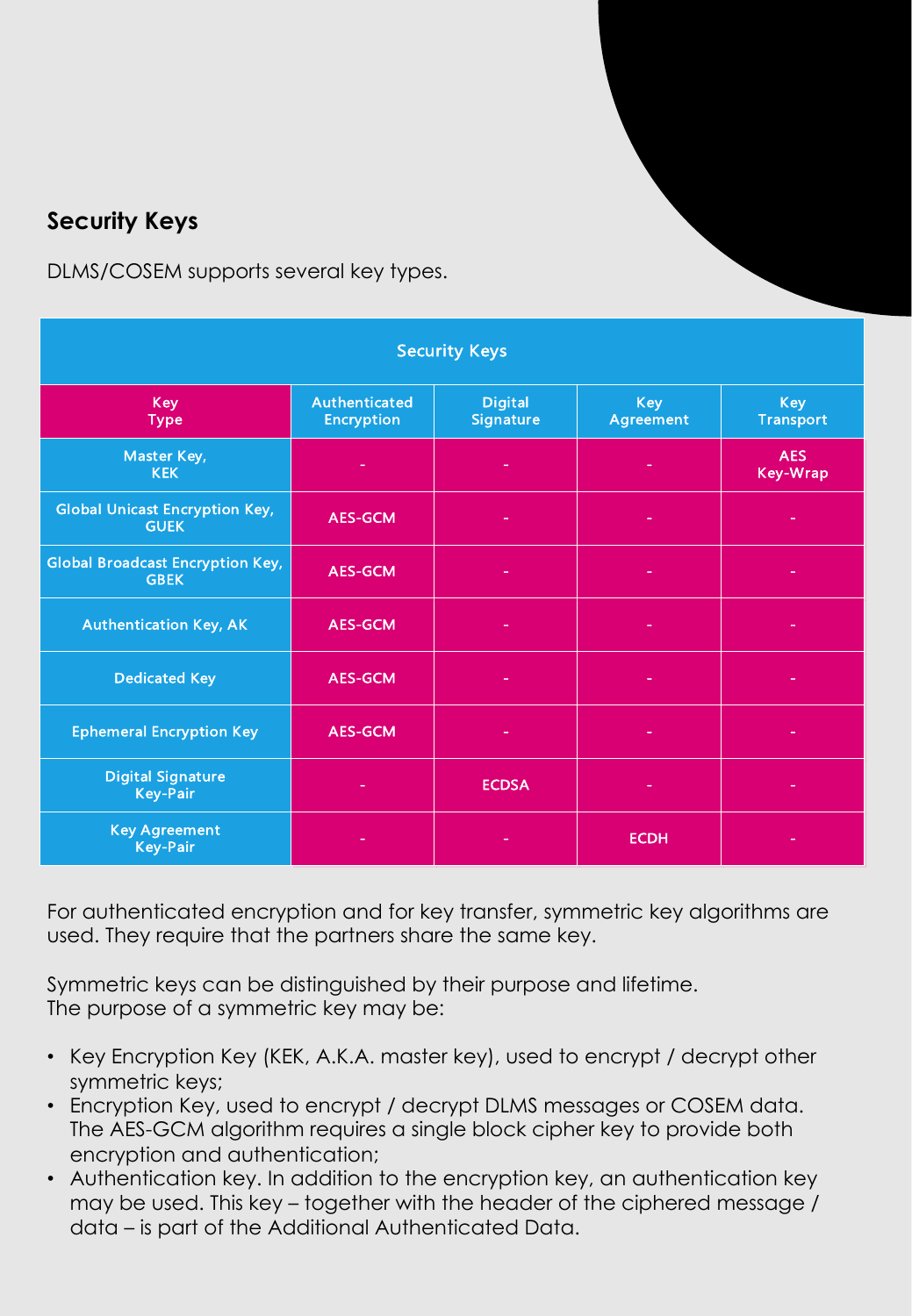## Security Keys

DLMS/COSEM supports several key types.

| Security Keys | | | | |
|---|---|---|---|---|
| Key Type | Authenticated Encryption | Digital Signature | Key Agreement | Key Transport |
| Master Key, KEK | - | - | - | AES Key-Wrap |
| Global Unicast Encryption Key, GUEK | AES-GCM | - | - | - |
| Global Broadcast Encryption Key, GBEK | AES-GCM | - | - | - |
| Authentication Key, AK | AES-GCM | - | - | - |
| Dedicated Key | AES-GCM | - | - | - |
| Ephemeral Encryption Key | AES-GCM | - | - | - |
| Digital Signature Key-Pair | - | ECDSA | - | - |
| Key Agreement Key-Pair | - | - | ECDH | - |

For authenticated encryption and for key transfer, symmetric key algorithms are used. They require that the partners share the same key.

Symmetric keys can be distinguished by their purpose and lifetime.
The purpose of a symmetric key may be:

- Key Encryption Key (KEK, A.K.A. master key), used to encrypt / decrypt other symmetric keys;
- Encryption Key, used to encrypt / decrypt DLMS messages or COSEM data. The AES-GCM algorithm requires a single block cipher key to provide both encryption and authentication;
- Authentication key. In addition to the encryption key, an authentication key may be used. This key – together with the header of the ciphered message / data – is part of the Additional Authenticated Data.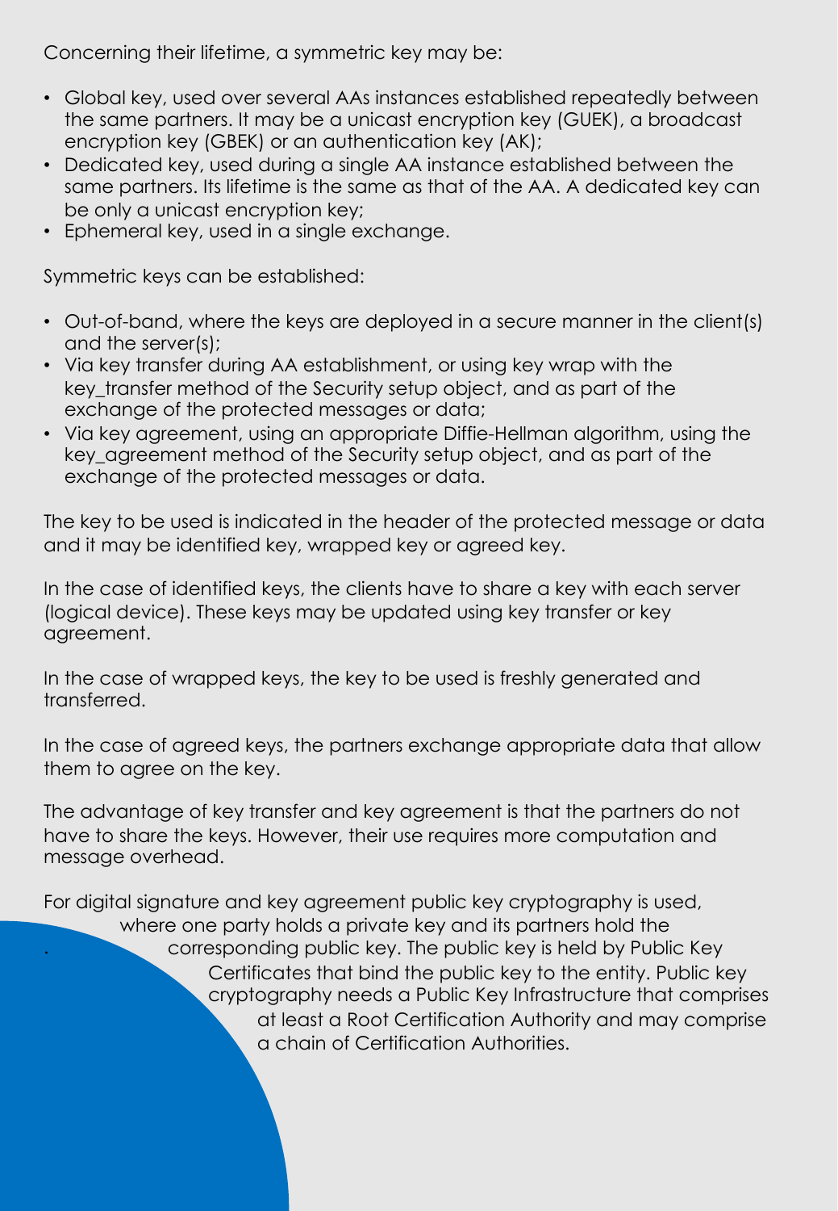Concerning their lifetime, a symmetric key may be:

- Global key, used over several AAs instances established repeatedly between the same partners. It may be a unicast encryption key (GUEK), a broadcast encryption key (GBEK) or an authentication key (AK);
- Dedicated key, used during a single AA instance established between the same partners. Its lifetime is the same as that of the AA. A dedicated key can be only a unicast encryption key;
- Ephemeral key, used in a single exchange.

Symmetric keys can be established:

- Out-of-band, where the keys are deployed in a secure manner in the client(s) and the server(s);
- Via key transfer during AA establishment, or using key wrap with the key_transfer method of the Security setup object, and as part of the exchange of the protected messages or data;
- Via key agreement, using an appropriate Diffie-Hellman algorithm, using the key_agreement method of the Security setup object, and as part of the exchange of the protected messages or data.

The key to be used is indicated in the header of the protected message or data and it may be identified key, wrapped key or agreed key.

In the case of identified keys, the clients have to share a key with each server (logical device). These keys may be updated using key transfer or key agreement.

In the case of wrapped keys, the key to be used is freshly generated and transferred.

In the case of agreed keys, the partners exchange appropriate data that allow them to agree on the key.

The advantage of key transfer and key agreement is that the partners do not have to share the keys. However, their use requires more computation and message overhead.

For digital signature and key agreement public key cryptography is used, where one party holds a private key and its partners hold the corresponding public key. The public key is held by Public Key Certificates that bind the public key to the entity. Public key cryptography needs a Public Key Infrastructure that comprises at least a Root Certification Authority and may comprise a chain of Certification Authorities.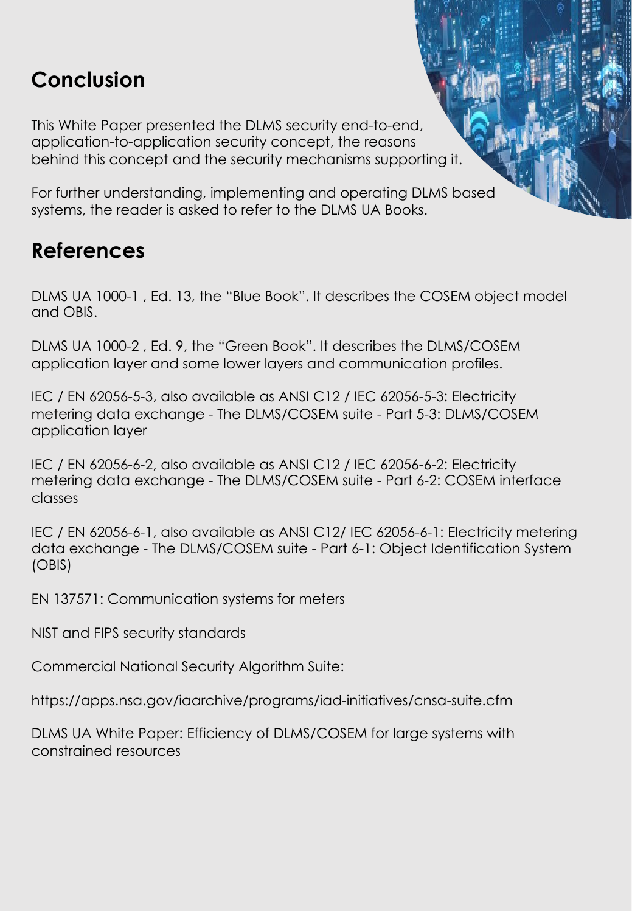## Conclusion

This White Paper presented the DLMS security end-to-end, application-to-application security concept, the reasons behind this concept and the security mechanisms supporting it.

For further understanding, implementing and operating DLMS based systems, the reader is asked to refer to the DLMS UA Books.

## References

DLMS UA 1000-1 , Ed. 13, the "Blue Book". It describes the COSEM object model and OBIS.

DLMS UA 1000-2 , Ed. 9, the "Green Book". It describes the DLMS/COSEM application layer and some lower layers and communication profiles.

IEC / EN 62056-5-3, also available as ANSI C12 / IEC 62056-5-3: Electricity metering data exchange - The DLMS/COSEM suite - Part 5-3: DLMS/COSEM application layer

IEC / EN 62056-6-2, also available as ANSI C12 / IEC 62056-6-2: Electricity metering data exchange - The DLMS/COSEM suite - Part 6-2: COSEM interface classes

IEC / EN 62056-6-1, also available as ANSI C12/ IEC 62056-6-1: Electricity metering data exchange - The DLMS/COSEM suite - Part 6-1: Object Identification System (OBIS)

EN 137571: Communication systems for meters

NIST and FIPS security standards

Commercial National Security Algorithm Suite:

https://apps.nsa.gov/iaarchive/programs/iad-initiatives/cnsa-suite.cfm

DLMS UA White Paper: Efficiency of DLMS/COSEM for large systems with constrained resources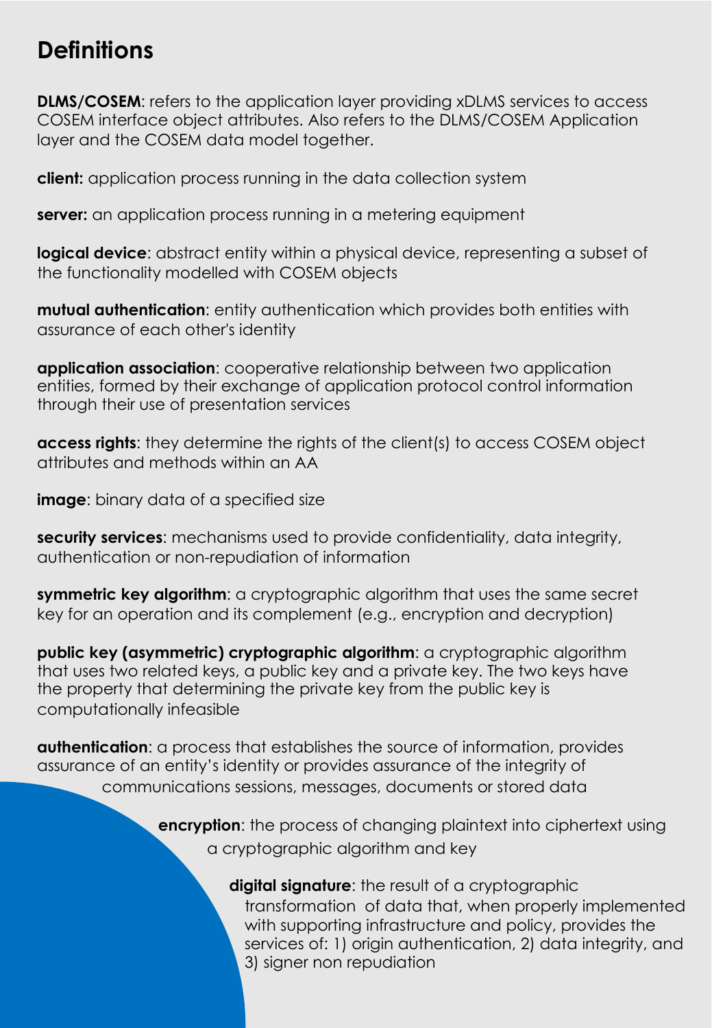# Definitions

**DLMS/COSEM**: refers to the application layer providing xDLMS services to access COSEM interface object attributes. Also refers to the DLMS/COSEM Application layer and the COSEM data model together.

**client:** application process running in the data collection system

**server:** an application process running in a metering equipment

**logical device**: abstract entity within a physical device, representing a subset of the functionality modelled with COSEM objects

**mutual authentication**: entity authentication which provides both entities with assurance of each other's identity

**application association**: cooperative relationship between two application entities, formed by their exchange of application protocol control information through their use of presentation services

**access rights**: they determine the rights of the client(s) to access COSEM object attributes and methods within an AA

**image**: binary data of a specified size

**security services**: mechanisms used to provide confidentiality, data integrity, authentication or non-repudiation of information

**symmetric key algorithm**: a cryptographic algorithm that uses the same secret key for an operation and its complement (e.g., encryption and decryption)

**public key (asymmetric) cryptographic algorithm**: a cryptographic algorithm that uses two related keys, a public key and a private key. The two keys have the property that determining the private key from the public key is computationally infeasible

**authentication**: a process that establishes the source of information, provides assurance of an entity's identity or provides assurance of the integrity of communications sessions, messages, documents or stored data

**encryption**: the process of changing plaintext into ciphertext using a cryptographic algorithm and key

**digital signature**: the result of a cryptographic transformation of data that, when properly implemented with supporting infrastructure and policy, provides the services of: 1) origin authentication, 2) data integrity, and 3) signer non repudiation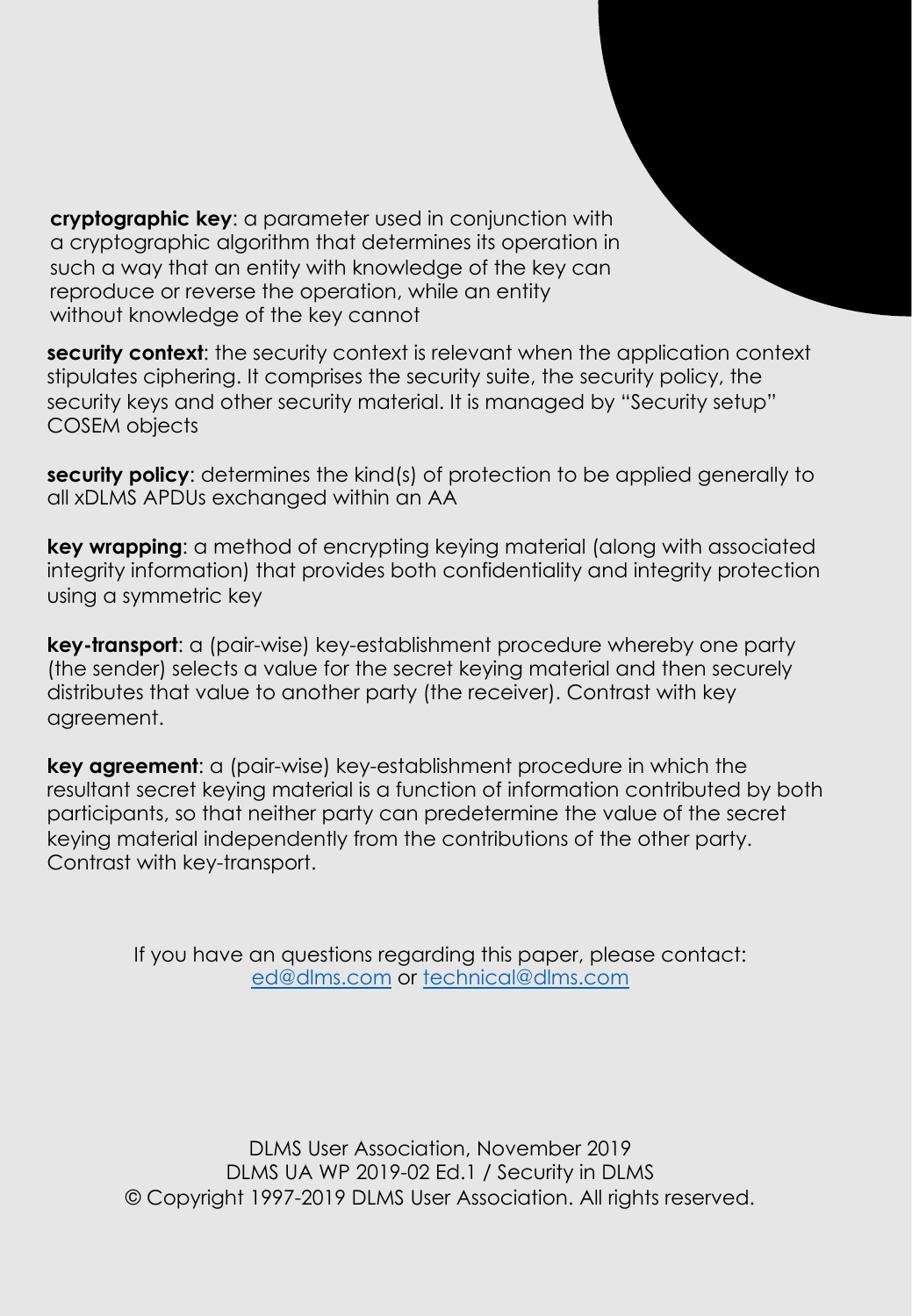**cryptographic key**: a parameter used in conjunction with a cryptographic algorithm that determines its operation in such a way that an entity with knowledge of the key can reproduce or reverse the operation, while an entity without knowledge of the key cannot

**security context**: the security context is relevant when the application context stipulates ciphering. It comprises the security suite, the security policy, the security keys and other security material. It is managed by "Security setup" COSEM objects

**security policy**: determines the kind(s) of protection to be applied generally to all xDLMS APDUs exchanged within an AA

**key wrapping**: a method of encrypting keying material (along with associated integrity information) that provides both confidentiality and integrity protection using a symmetric key

**key-transport**: a (pair-wise) key-establishment procedure whereby one party (the sender) selects a value for the secret keying material and then securely distributes that value to another party (the receiver). Contrast with key agreement.

**key agreement**: a (pair-wise) key-establishment procedure in which the resultant secret keying material is a function of information contributed by both participants, so that neither party can predetermine the value of the secret keying material independently from the contributions of the other party. Contrast with key-transport.

If you have an questions regarding this paper, please contact:
ed@dlms.com or technical@dlms.com

DLMS User Association, November 2019
DLMS UA WP 2019-02 Ed.1 / Security in DLMS
© Copyright 1997-2019 DLMS User Association. All rights reserved.